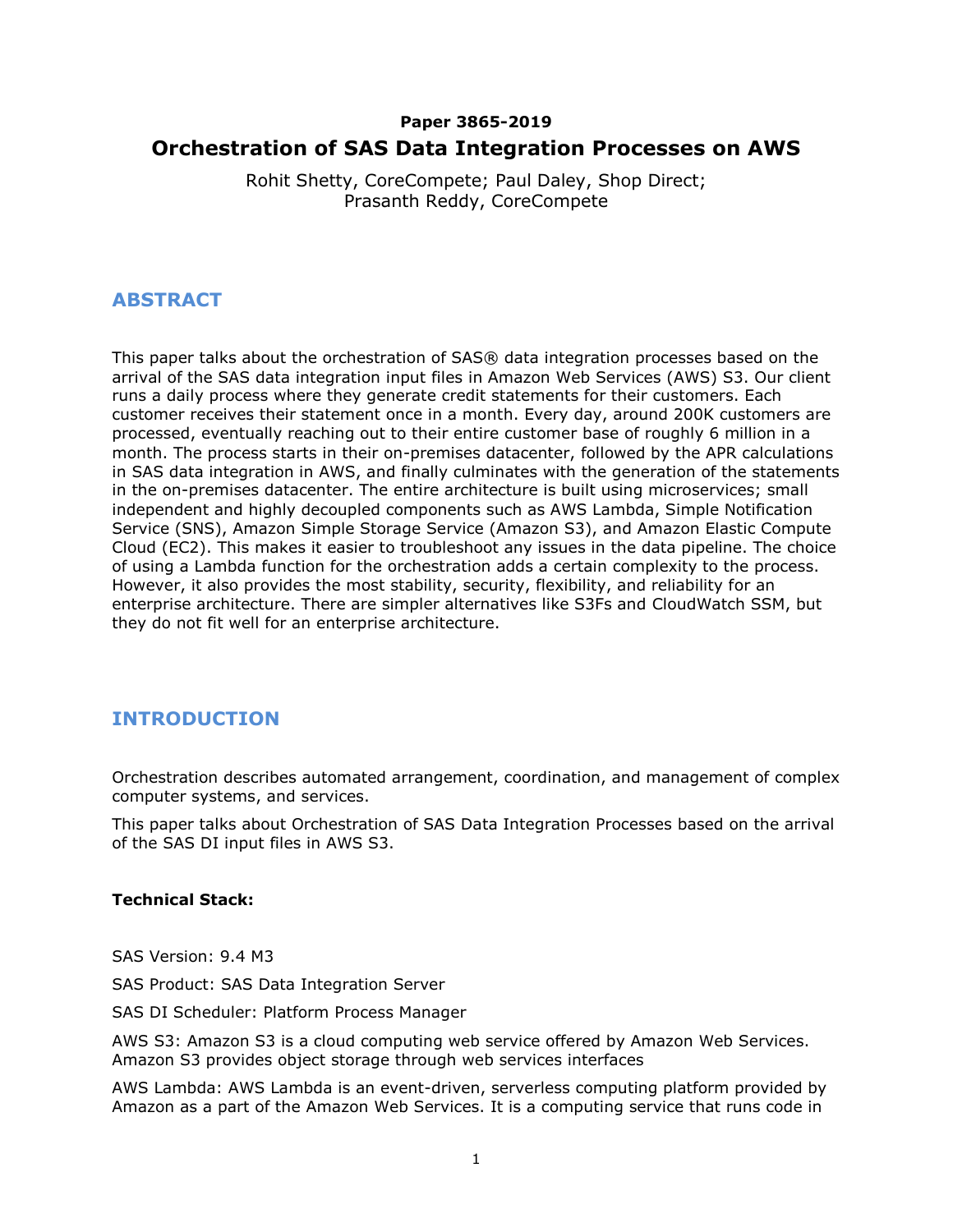**Paper 3865-2019**

# Orchestration of SAS Data Integration Processes on AWS

Rohit Shetty, CoreCompete; Paul Daley, Shop Direct;
Prasanth Reddy, CoreCompete

## ABSTRACT

This paper talks about the orchestration of SAS® data integration processes based on the arrival of the SAS data integration input files in Amazon Web Services (AWS) S3. Our client runs a daily process where they generate credit statements for their customers. Each customer receives their statement once in a month. Every day, around 200K customers are processed, eventually reaching out to their entire customer base of roughly 6 million in a month. The process starts in their on-premises datacenter, followed by the APR calculations in SAS data integration in AWS, and finally culminates with the generation of the statements in the on-premises datacenter. The entire architecture is built using microservices; small independent and highly decoupled components such as AWS Lambda, Simple Notification Service (SNS), Amazon Simple Storage Service (Amazon S3), and Amazon Elastic Compute Cloud (EC2). This makes it easier to troubleshoot any issues in the data pipeline. The choice of using a Lambda function for the orchestration adds a certain complexity to the process. However, it also provides the most stability, security, flexibility, and reliability for an enterprise architecture. There are simpler alternatives like S3Fs and CloudWatch SSM, but they do not fit well for an enterprise architecture.

## INTRODUCTION

Orchestration describes automated arrangement, coordination, and management of complex computer systems, and services.

This paper talks about Orchestration of SAS Data Integration Processes based on the arrival of the SAS DI input files in AWS S3.

**Technical Stack:**

SAS Version: 9.4 M3

SAS Product: SAS Data Integration Server

SAS DI Scheduler: Platform Process Manager

AWS S3: Amazon S3 is a cloud computing web service offered by Amazon Web Services. Amazon S3 provides object storage through web services interfaces

AWS Lambda: AWS Lambda is an event-driven, serverless computing platform provided by Amazon as a part of the Amazon Web Services. It is a computing service that runs code in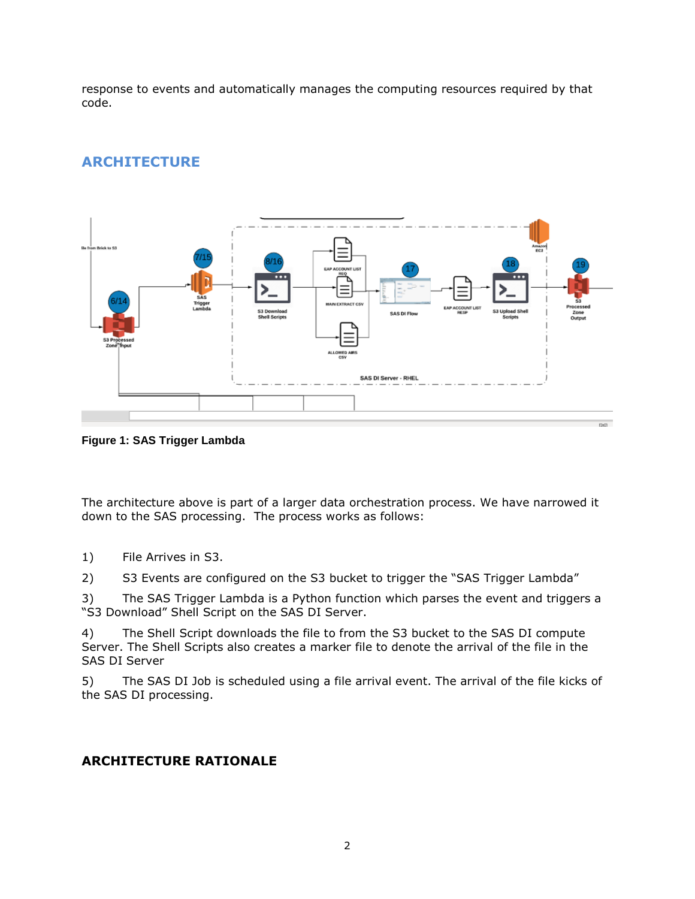response to events and automatically manages the computing resources required by that code.

## ARCHITECTURE

**Figure 1: SAS Trigger Lambda**

The architecture above is part of a larger data orchestration process. We have narrowed it down to the SAS processing. The process works as follows:

1) File Arrives in S3.

2) S3 Events are configured on the S3 bucket to trigger the "SAS Trigger Lambda"

3) The SAS Trigger Lambda is a Python function which parses the event and triggers a "S3 Download" Shell Script on the SAS DI Server.

4) The Shell Script downloads the file to from the S3 bucket to the SAS DI compute Server. The Shell Scripts also creates a marker file to denote the arrival of the file in the SAS DI Server

5) The SAS DI Job is scheduled using a file arrival event. The arrival of the file kicks of the SAS DI processing.

## ARCHITECTURE RATIONALE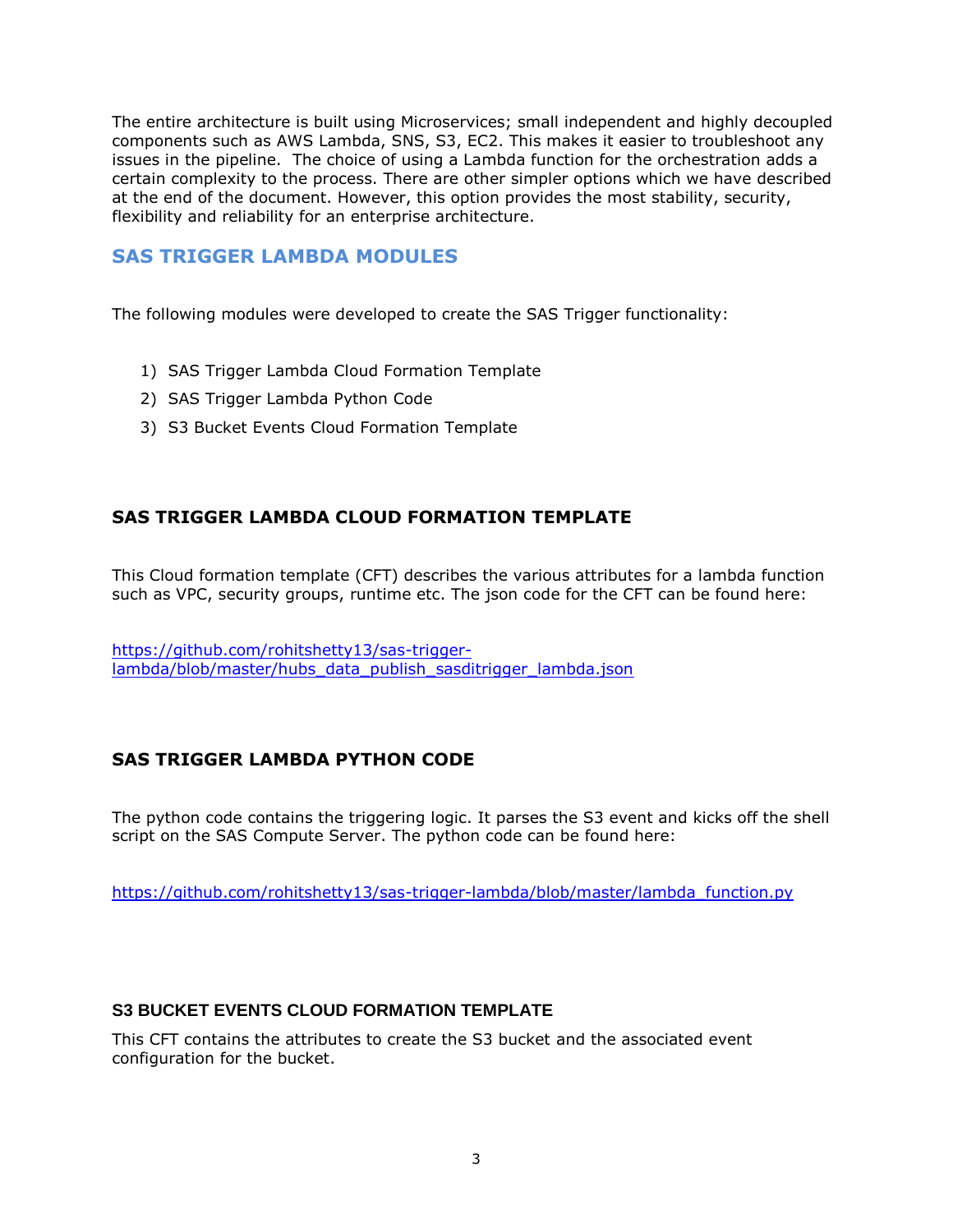The entire architecture is built using Microservices; small independent and highly decoupled components such as AWS Lambda, SNS, S3, EC2. This makes it easier to troubleshoot any issues in the pipeline. The choice of using a Lambda function for the orchestration adds a certain complexity to the process. There are other simpler options which we have described at the end of the document. However, this option provides the most stability, security, flexibility and reliability for an enterprise architecture.

## SAS TRIGGER LAMBDA MODULES

The following modules were developed to create the SAS Trigger functionality:

1) SAS Trigger Lambda Cloud Formation Template
2) SAS Trigger Lambda Python Code
3) S3 Bucket Events Cloud Formation Template

### SAS TRIGGER LAMBDA CLOUD FORMATION TEMPLATE

This Cloud formation template (CFT) describes the various attributes for a lambda function such as VPC, security groups, runtime etc. The json code for the CFT can be found here:

[https://github.com/rohitshetty13/sas-trigger-lambda/blob/master/hubs_data_publish_sasditrigger_lambda.json](https://github.com/rohitshetty13/sas-trigger-lambda/blob/master/hubs_data_publish_sasditrigger_lambda.json)

### SAS TRIGGER LAMBDA PYTHON CODE

The python code contains the triggering logic. It parses the S3 event and kicks off the shell script on the SAS Compute Server. The python code can be found here:

[https://github.com/rohitshetty13/sas-trigger-lambda/blob/master/lambda_function.py](https://github.com/rohitshetty13/sas-trigger-lambda/blob/master/lambda_function.py)

### S3 BUCKET EVENTS CLOUD FORMATION TEMPLATE

This CFT contains the attributes to create the S3 bucket and the associated event configuration for the bucket.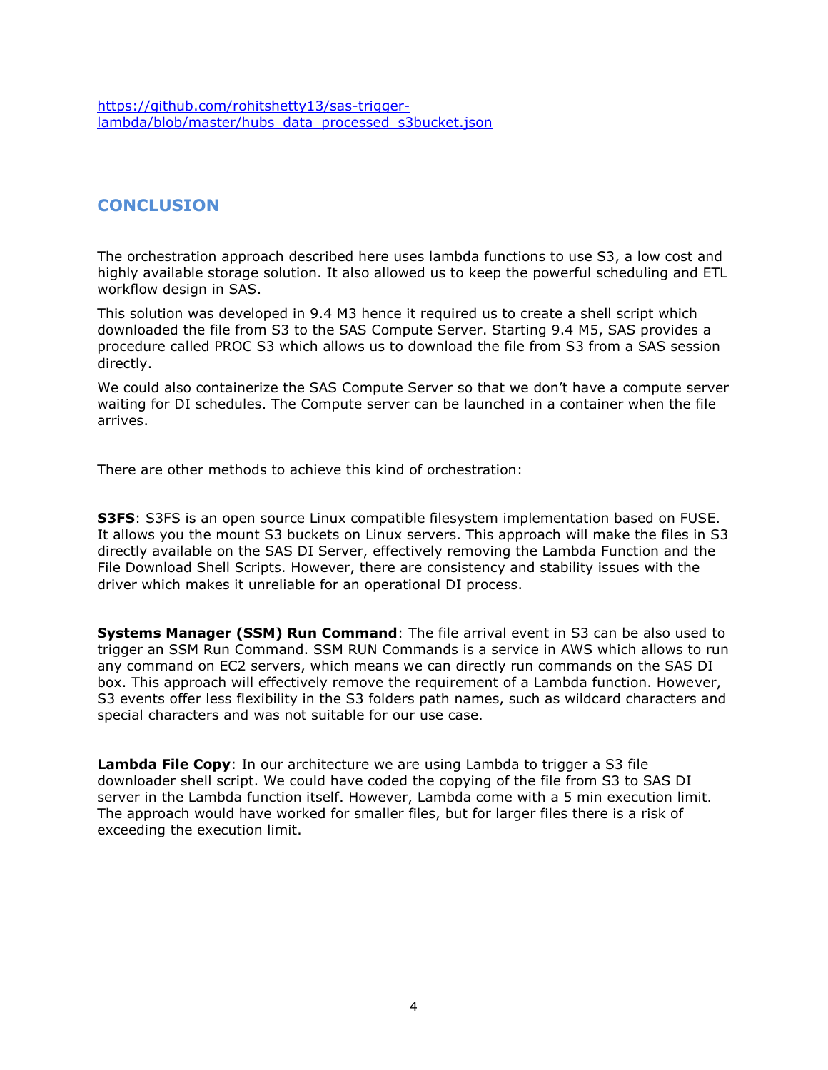https://github.com/rohitshetty13/sas-trigger-lambda/blob/master/hubs_data_processed_s3bucket.json

## CONCLUSION

The orchestration approach described here uses lambda functions to use S3, a low cost and highly available storage solution. It also allowed us to keep the powerful scheduling and ETL workflow design in SAS.

This solution was developed in 9.4 M3 hence it required us to create a shell script which downloaded the file from S3 to the SAS Compute Server. Starting 9.4 M5, SAS provides a procedure called PROC S3 which allows us to download the file from S3 from a SAS session directly.

We could also containerize the SAS Compute Server so that we don't have a compute server waiting for DI schedules. The Compute server can be launched in a container when the file arrives.

There are other methods to achieve this kind of orchestration:

**S3FS**: S3FS is an open source Linux compatible filesystem implementation based on FUSE. It allows you the mount S3 buckets on Linux servers. This approach will make the files in S3 directly available on the SAS DI Server, effectively removing the Lambda Function and the File Download Shell Scripts. However, there are consistency and stability issues with the driver which makes it unreliable for an operational DI process.

**Systems Manager (SSM) Run Command**: The file arrival event in S3 can be also used to trigger an SSM Run Command. SSM RUN Commands is a service in AWS which allows to run any command on EC2 servers, which means we can directly run commands on the SAS DI box. This approach will effectively remove the requirement of a Lambda function. However, S3 events offer less flexibility in the S3 folders path names, such as wildcard characters and special characters and was not suitable for our use case.

**Lambda File Copy**: In our architecture we are using Lambda to trigger a S3 file downloader shell script. We could have coded the copying of the file from S3 to SAS DI server in the Lambda function itself. However, Lambda come with a 5 min execution limit. The approach would have worked for smaller files, but for larger files there is a risk of exceeding the execution limit.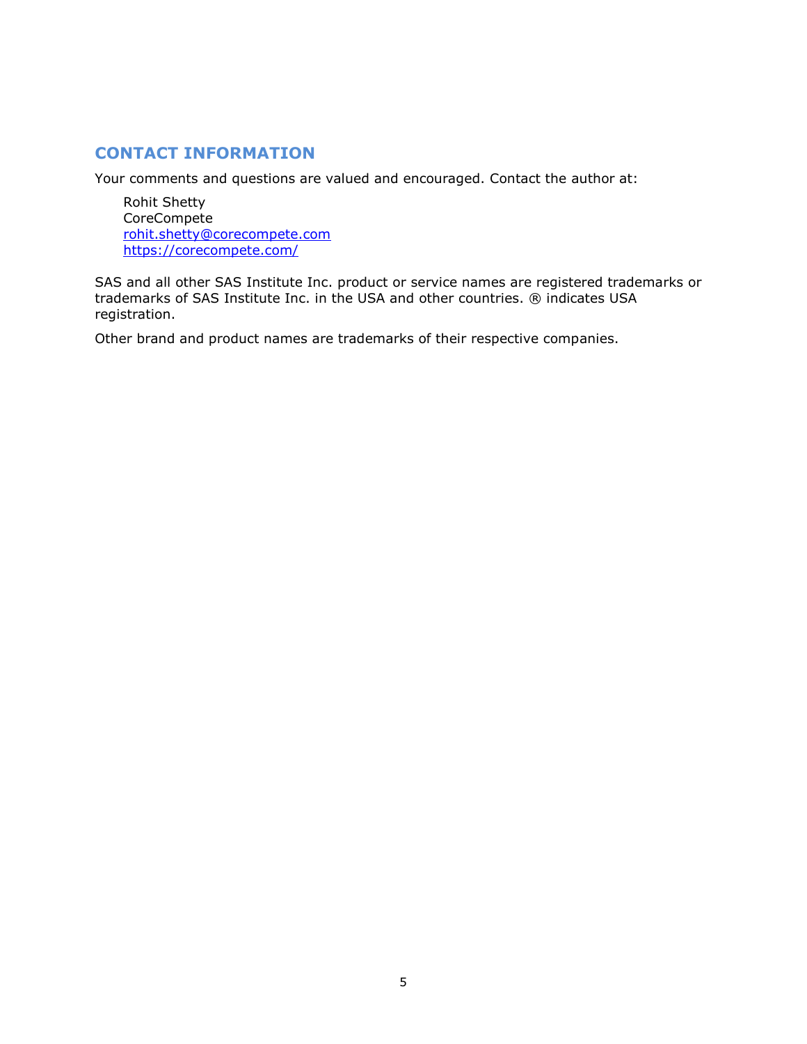## CONTACT INFORMATION

Your comments and questions are valued and encouraged. Contact the author at:

Rohit Shetty  
CoreCompete  
rohit.shetty@corecompete.com  
https://corecompete.com/

SAS and all other SAS Institute Inc. product or service names are registered trademarks or trademarks of SAS Institute Inc. in the USA and other countries. ® indicates USA registration.

Other brand and product names are trademarks of their respective companies.